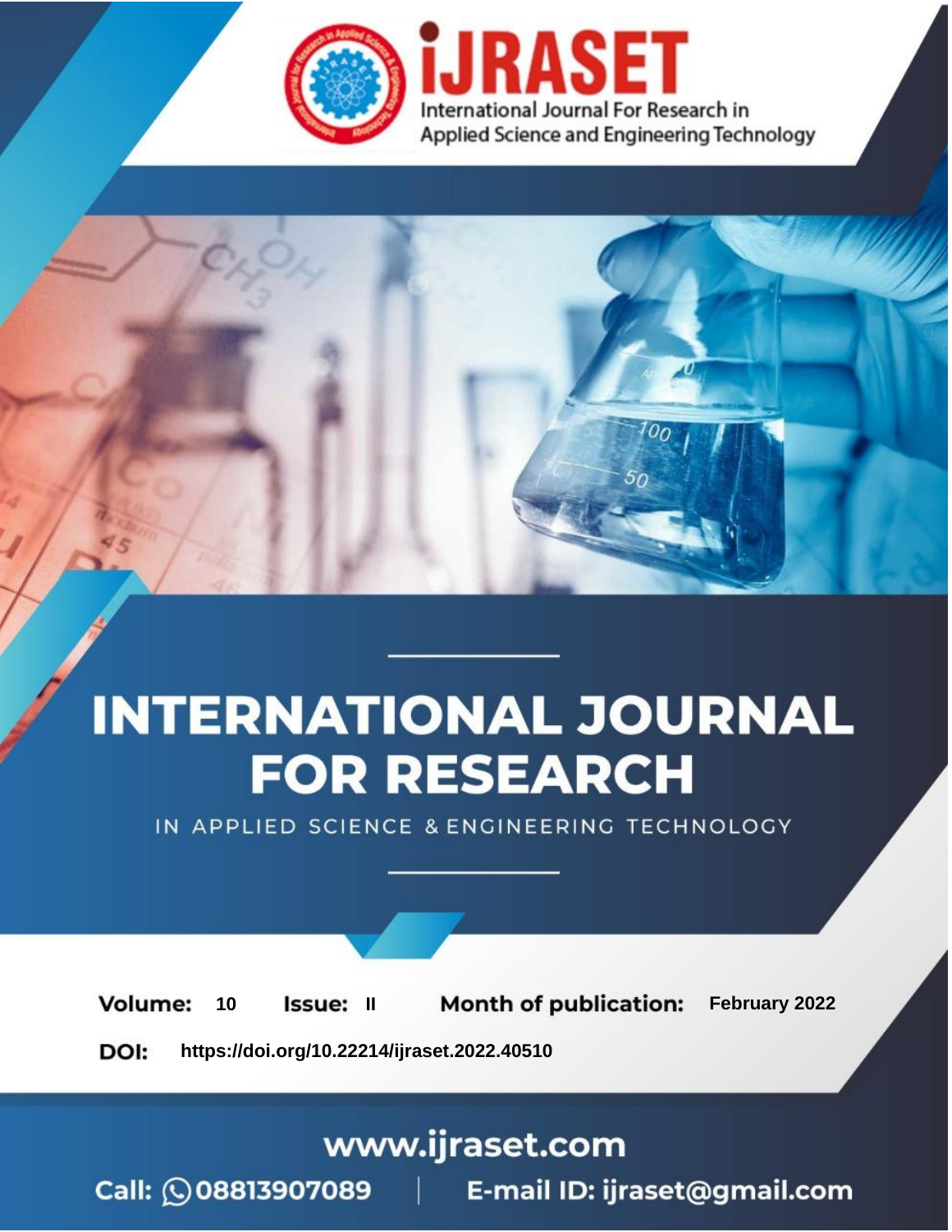# iJRASET

International Journal For Research in Applied Science and Engineering Technology

# INTERNATIONAL JOURNAL FOR RESEARCH

IN APPLIED SCIENCE & ENGINEERING TECHNOLOGY

**Volume:** 10 **Issue:** II **Month of publication:** February 2022

**DOI:** https://doi.org/10.22214/ijraset.2022.40510

www.ijraset.com

Call: 08813907089 | E-mail ID: ijraset@gmail.com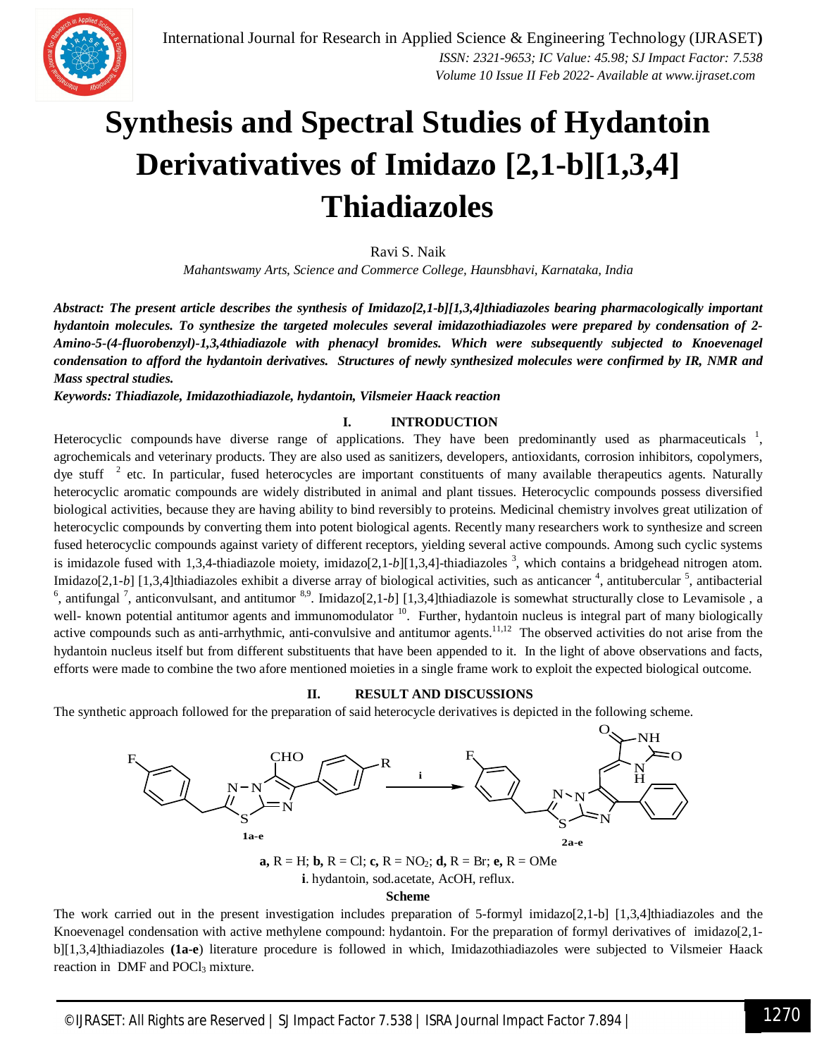# Synthesis and Spectral Studies of Hydantoin Derivativatives of Imidazo [2,1-b][1,3,4] Thiadiazoles

Ravi S. Naik

*Mahantswamy Arts, Science and Commerce College, Haunsbhavi, Karnataka, India*

***Abstract: The present article describes the synthesis of Imidazo[2,1-b][1,3,4]thiadiazoles bearing pharmacologically important hydantoin molecules. To synthesize the targeted molecules several imidazothiadiazoles were prepared by condensation of 2-Amino-5-(4-fluorobenzyl)-1,3,4thiadiazole with phenacyl bromides. Which were subsequently subjected to Knoevenagel condensation to afford the hydantoin derivatives. Structures of newly synthesized molecules were confirmed by IR, NMR and Mass spectral studies.***

***Keywords: Thiadiazole, Imidazothiadiazole, hydantoin, Vilsmeier Haack reaction***

## I. INTRODUCTION

Heterocyclic compounds have diverse range of applications. They have been predominantly used as pharmaceuticals [1], agrochemicals and veterinary products. They are also used as sanitizers, developers, antioxidants, corrosion inhibitors, copolymers, dye stuff [2] etc. In particular, fused heterocycles are important constituents of many available therapeutics agents. Naturally heterocyclic aromatic compounds are widely distributed in animal and plant tissues. Heterocyclic compounds possess diversified biological activities, because they are having ability to bind reversibly to proteins. Medicinal chemistry involves great utilization of heterocyclic compounds by converting them into potent biological agents. Recently many researchers work to synthesize and screen fused heterocyclic compounds against variety of different receptors, yielding several active compounds. Among such cyclic systems is imidazole fused with 1,3,4-thiadiazole moiety, imidazo[2,1-*b*][1,3,4]-thiadiazoles [3], which contains a bridgehead nitrogen atom. Imidazo[2,1-*b*] [1,3,4]thiadiazoles exhibit a diverse array of biological activities, such as anticancer [4], antitubercular [5], antibacterial [6], antifungal [7], anticonvulsant, and antitumor [8,9]. Imidazo[2,1-*b*] [1,3,4]thiadiazole is somewhat structurally close to Levamisole , a well- known potential antitumor agents and immunomodulator [10]. Further, hydantoin nucleus is integral part of many biologically active compounds such as anti-arrhythmic, anti-convulsive and antitumor agents.[11,12] The observed activities do not arise from the hydantoin nucleus itself but from different substituents that have been appended to it. In the light of above observations and facts, efforts were made to combine the two afore mentioned moieties in a single frame work to exploit the expected biological outcome.

## II. RESULT AND DISCUSSIONS

The synthetic approach followed for the preparation of said heterocycle derivatives is depicted in the following scheme.

**a,** R = H; **b,** R = Cl; **c,** R = $NO_2$; **d,** R = Br; **e,** R = OMe

**i**. hydantoin, sod.acetate, AcOH, reflux.

**Scheme**

The work carried out in the present investigation includes preparation of 5-formyl imidazo[2,1-b] [1,3,4]thiadiazoles and the Knoevenagel condensation with active methylene compound: hydantoin. For the preparation of formyl derivatives of imidazo[2,1-b][1,3,4]thiadiazoles **(1a-e**) literature procedure is followed in which, Imidazothiadiazoles were subjected to Vilsmeier Haack reaction in DMF and $POCl_3$ mixture.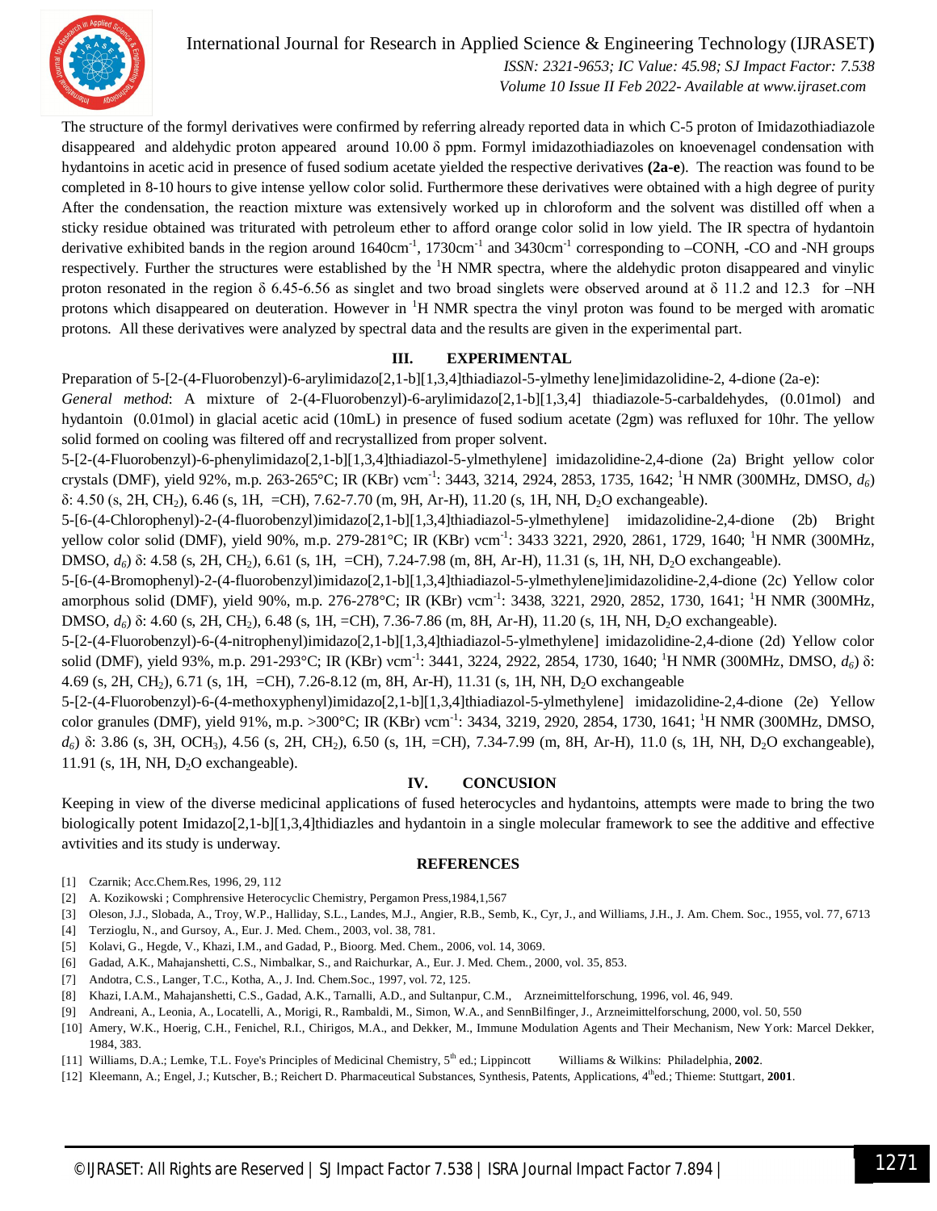The structure of the formyl derivatives were confirmed by referring already reported data in which C-5 proton of Imidazothiadiazole disappeared and aldehydic proton appeared around 10.00 δ ppm. Formyl imidazothiadiazoles on knoevenagel condensation with hydantoins in acetic acid in presence of fused sodium acetate yielded the respective derivatives **(2a-e**). The reaction was found to be completed in 8-10 hours to give intense yellow color solid. Furthermore these derivatives were obtained with a high degree of purity After the condensation, the reaction mixture was extensively worked up in chloroform and the solvent was distilled off when a sticky residue obtained was triturated with petroleum ether to afford orange color solid in low yield. The IR spectra of hydantoin derivative exhibited bands in the region around 1640cm$^{-1}$, 1730cm$^{-1}$ and 3430cm$^{-1}$ corresponding to –CONH, -CO and -NH groups respectively. Further the structures were established by the $^1$H NMR spectra, where the aldehydic proton disappeared and vinylic proton resonated in the region δ 6.45-6.56 as singlet and two broad singlets were observed around at δ 11.2 and 12.3 for –NH protons which disappeared on deuteration. However in $^1$H NMR spectra the vinyl proton was found to be merged with aromatic protons. All these derivatives were analyzed by spectral data and the results are given in the experimental part.

## III. EXPERIMENTAL

Preparation of 5-[2-(4-Fluorobenzyl)-6-arylimidazo[2,1-b][1,3,4]thiadiazol-5-ylmethy lene]imidazolidine-2, 4-dione (2a-e):

*General method*: A mixture of 2-(4-Fluorobenzyl)-6-arylimidazo[2,1-b][1,3,4] thiadiazole-5-carbaldehydes, (0.01mol) and hydantoin (0.01mol) in glacial acetic acid (10mL) in presence of fused sodium acetate (2gm) was refluxed for 10hr. The yellow solid formed on cooling was filtered off and recrystallized from proper solvent.

5-[2-(4-Fluorobenzyl)-6-phenylimidazo[2,1-b][1,3,4]thiadiazol-5-ylmethylene] imidazolidine-2,4-dione (2a) Bright yellow color crystals (DMF), yield 92%, m.p. 263-265°C; IR (KBr) νcm$^{-1}$: 3443, 3214, 2924, 2853, 1735, 1642; $^1$H NMR (300MHz, DMSO, $d_6$) δ: 4.50 (s, 2H, $CH_2$), 6.46 (s, 1H, =CH), 7.62-7.70 (m, 9H, Ar-H), 11.20 (s, 1H, NH, $D_2O$ exchangeable).

5-[6-(4-Chlorophenyl)-2-(4-fluorobenzyl)imidazo[2,1-b][1,3,4]thiadiazol-5-ylmethylene] imidazolidine-2,4-dione (2b) Bright yellow color solid (DMF), yield 90%, m.p. 279-281°C; IR (KBr) νcm$^{-1}$: 3433 3221, 2920, 2861, 1729, 1640; $^1$H NMR (300MHz, DMSO, $d_6$) δ: 4.58 (s, 2H, $CH_2$), 6.61 (s, 1H, =CH), 7.24-7.98 (m, 8H, Ar-H), 11.31 (s, 1H, NH, $D_2O$ exchangeable).

5-[6-(4-Bromophenyl)-2-(4-fluorobenzyl)imidazo[2,1-b][1,3,4]thiadiazol-5-ylmethylene]imidazolidine-2,4-dione (2c) Yellow color amorphous solid (DMF), yield 90%, m.p. 276-278°C; IR (KBr) νcm$^{-1}$: 3438, 3221, 2920, 2852, 1730, 1641; $^1$H NMR (300MHz, DMSO, $d_6$) δ: 4.60 (s, 2H, $CH_2$), 6.48 (s, 1H, =CH), 7.36-7.86 (m, 8H, Ar-H), 11.20 (s, 1H, NH, $D_2O$ exchangeable).

5-[2-(4-Fluorobenzyl)-6-(4-nitrophenyl)imidazo[2,1-b][1,3,4]thiadiazol-5-ylmethylene] imidazolidine-2,4-dione (2d) Yellow color solid (DMF), yield 93%, m.p. 291-293°C; IR (KBr) νcm$^{-1}$: 3441, 3224, 2922, 2854, 1730, 1640; $^1$H NMR (300MHz, DMSO, $d_6$) δ: 4.69 (s, 2H, $CH_2$), 6.71 (s, 1H, =CH), 7.26-8.12 (m, 8H, Ar-H), 11.31 (s, 1H, NH, $D_2O$ exchangeable

5-[2-(4-Fluorobenzyl)-6-(4-methoxyphenyl)imidazo[2,1-b][1,3,4]thiadiazol-5-ylmethylene] imidazolidine-2,4-dione (2e) Yellow color granules (DMF), yield 91%, m.p. >300°C; IR (KBr) νcm$^{-1}$: 3434, 3219, 2920, 2854, 1730, 1641; $^1$H NMR (300MHz, DMSO, $d_6$) δ: 3.86 (s, 3H, $OCH_3$), 4.56 (s, 2H, $CH_2$), 6.50 (s, 1H, =CH), 7.34-7.99 (m, 8H, Ar-H), 11.0 (s, 1H, NH, $D_2O$ exchangeable), 11.91 (s, 1H, NH, $D_2O$ exchangeable).

## IV. CONCUSION

Keeping in view of the diverse medicinal applications of fused heterocycles and hydantoins, attempts were made to bring the two biologically potent Imidazo[2,1-b][1,3,4]thidiazles and hydantoin in a single molecular framework to see the additive and effective avtivities and its study is underway.

## REFERENCES

[1] Czarnik; Acc.Chem.Res, 1996, 29, 112
[2] A. Kozikowski ; Comphrensive Heterocyclic Chemistry, Pergamon Press,1984,1,567
[3] Oleson, J.J., Slobada, A., Troy, W.P., Halliday, S.L., Landes, M.J., Angier, R.B., Semb, K., Cyr, J., and Williams, J.H., J. Am. Chem. Soc., 1955, vol. 77, 6713
[4] Terzioglu, N., and Gursoy, A., Eur. J. Med. Chem., 2003, vol. 38, 781.
[5] Kolavi, G., Hegde, V., Khazi, I.M., and Gadad, P., Bioorg. Med. Chem., 2006, vol. 14, 3069.
[6] Gadad, A.K., Mahajanshetti, C.S., Nimbalkar, S., and Raichurkar, A., Eur. J. Med. Chem., 2000, vol. 35, 853.
[7] Andotra, C.S., Langer, T.C., Kotha, A., J. Ind. Chem.Soc., 1997, vol. 72, 125.
[8] Khazi, I.A.M., Mahajanshetti, C.S., Gadad, A.K., Tarnalli, A.D., and Sultanpur, C.M., Arzneimittelforschung, 1996, vol. 46, 949.
[9] Andreani, A., Leonia, A., Locatelli, A., Morigi, R., Rambaldi, M., Simon, W.A., and SennBilfinger, J., Arzneimittelforschung, 2000, vol. 50, 550
[10] Amery, W.K., Hoerig, C.H., Fenichel, R.I., Chirigos, M.A., and Dekker, M., Immune Modulation Agents and Their Mechanism, New York: Marcel Dekker, 1984, 383.
[11] Williams, D.A.; Lemke, T.L. Foye's Principles of Medicinal Chemistry, 5th ed.; Lippincott Williams & Wilkins: Philadelphia, **2002**.
[12] Kleemann, A.; Engel, J.; Kutscher, B.; Reichert D. Pharmaceutical Substances, Synthesis, Patents, Applications, 4th ed.; Thieme: Stuttgart, **2001**.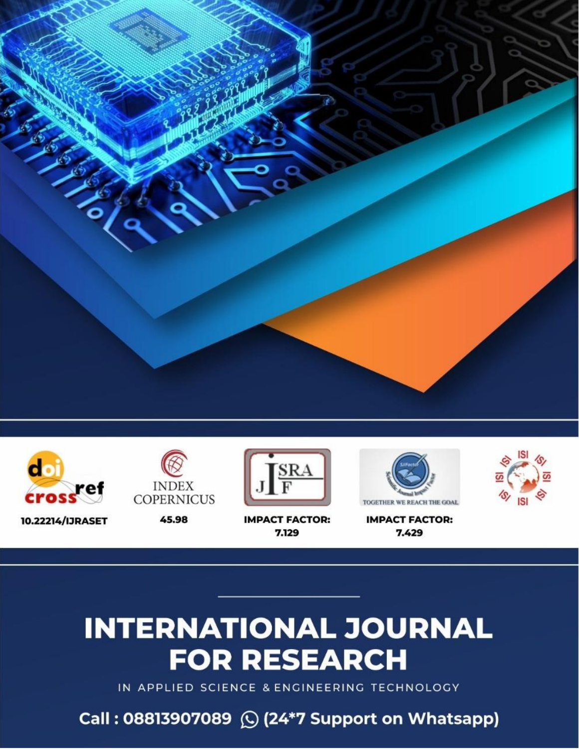10.22214/IJRASET

INDEX COPERNICUS

45.98

IMPACT FACTOR: 7.129

TOGETHER WE REACH THE GOAL

IMPACT FACTOR: 7.429

# INTERNATIONAL JOURNAL FOR RESEARCH

IN APPLIED SCIENCE & ENGINEERING TECHNOLOGY

Call : 08813907089 (24*7 Support on Whatsapp)